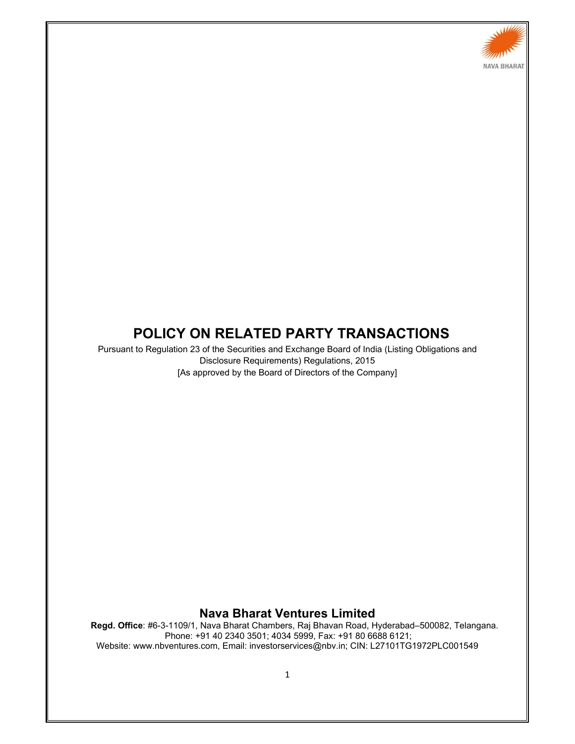NAVA BHARAT

# POLICY ON RELATED PARTY TRANSACTIONS

Pursuant to Regulation 23 of the Securities and Exchange Board of India (Listing Obligations and Disclosure Requirements) Regulations, 2015

[As approved by the Board of Directors of the Company]

## Nava Bharat Ventures Limited

**Regd. Office**: #6-3-1109/1, Nava Bharat Chambers, Raj Bhavan Road, Hyderabad–500082, Telangana.
Phone: +91 40 2340 3501; 4034 5999, Fax: +91 80 6688 6121;
Website: www.nbventures.com, Email: investorservices@nbv.in; CIN: L27101TG1972PLC001549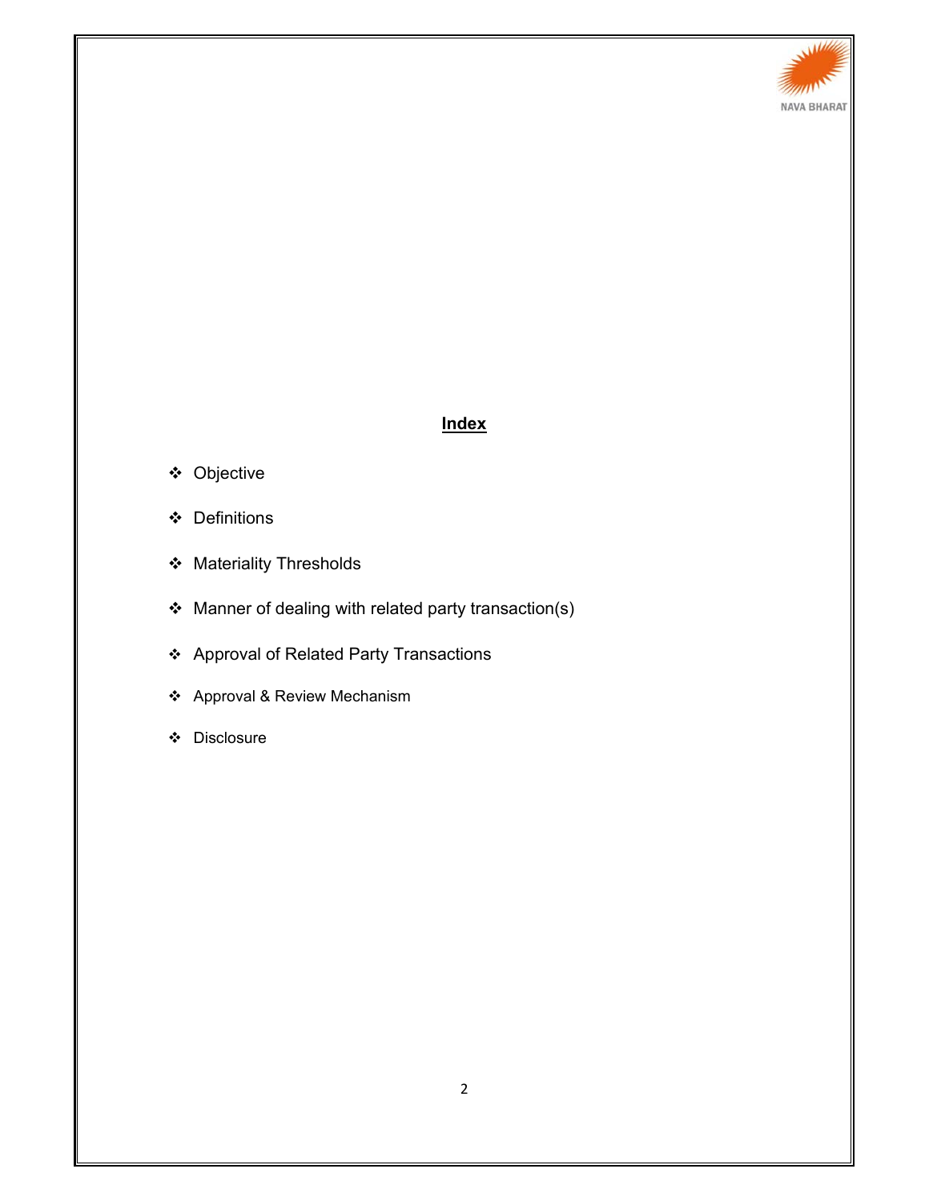## Index

- Objective
- Definitions
- Materiality Thresholds
- Manner of dealing with related party transaction(s)
- Approval of Related Party Transactions
- Approval & Review Mechanism
- Disclosure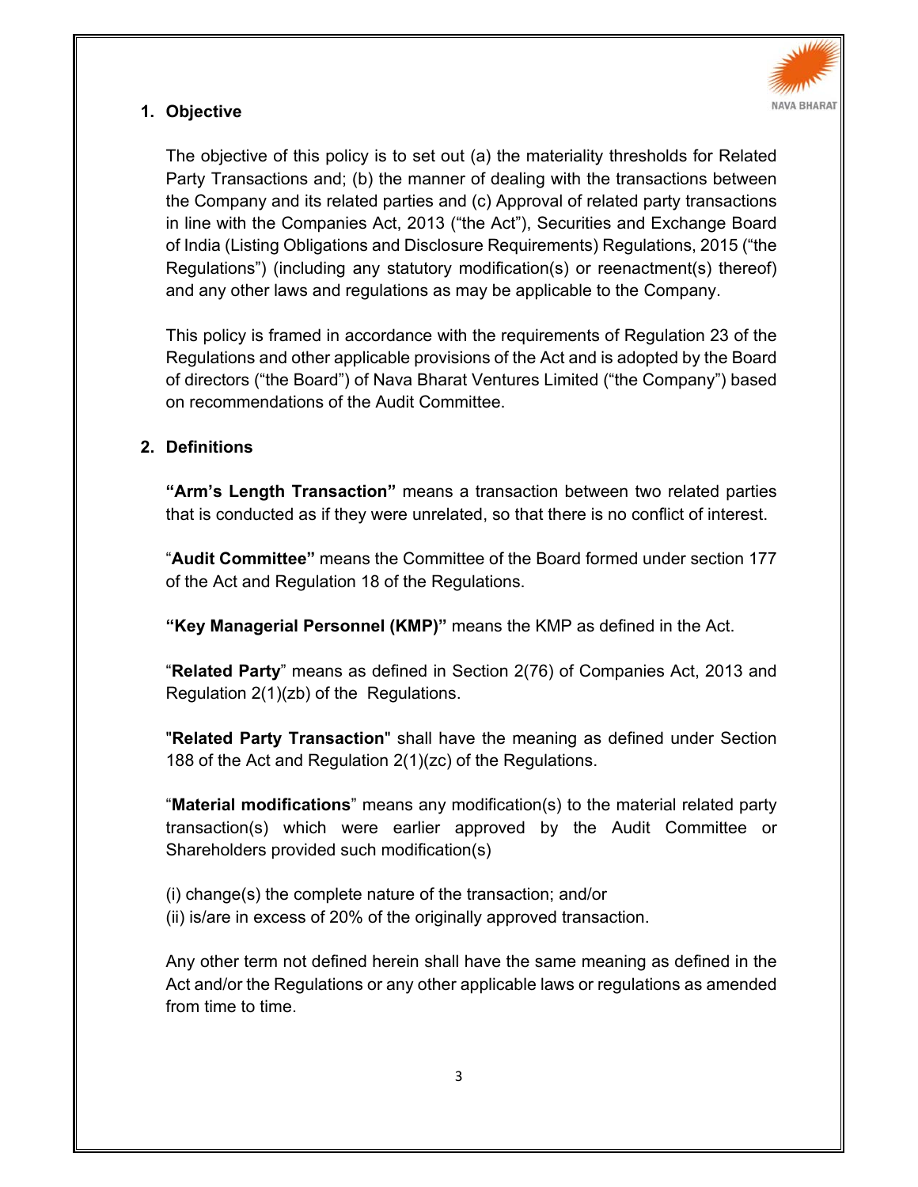## 1. Objective

The objective of this policy is to set out (a) the materiality thresholds for Related Party Transactions and; (b) the manner of dealing with the transactions between the Company and its related parties and (c) Approval of related party transactions in line with the Companies Act, 2013 ("the Act"), Securities and Exchange Board of India (Listing Obligations and Disclosure Requirements) Regulations, 2015 ("the Regulations") (including any statutory modification(s) or reenactment(s) thereof) and any other laws and regulations as may be applicable to the Company.

This policy is framed in accordance with the requirements of Regulation 23 of the Regulations and other applicable provisions of the Act and is adopted by the Board of directors ("the Board") of Nava Bharat Ventures Limited ("the Company") based on recommendations of the Audit Committee.

## 2. Definitions

**"Arm's Length Transaction"** means a transaction between two related parties that is conducted as if they were unrelated, so that there is no conflict of interest.

"**Audit Committee"** means the Committee of the Board formed under section 177 of the Act and Regulation 18 of the Regulations.

**"Key Managerial Personnel (KMP)"** means the KMP as defined in the Act.

"**Related Party**" means as defined in Section 2(76) of Companies Act, 2013 and Regulation 2(1)(zb) of the Regulations.

"**Related Party Transaction**" shall have the meaning as defined under Section 188 of the Act and Regulation 2(1)(zc) of the Regulations.

"**Material modifications**" means any modification(s) to the material related party transaction(s) which were earlier approved by the Audit Committee or Shareholders provided such modification(s)

(i) change(s) the complete nature of the transaction; and/or
(ii) is/are in excess of 20% of the originally approved transaction.

Any other term not defined herein shall have the same meaning as defined in the Act and/or the Regulations or any other applicable laws or regulations as amended from time to time.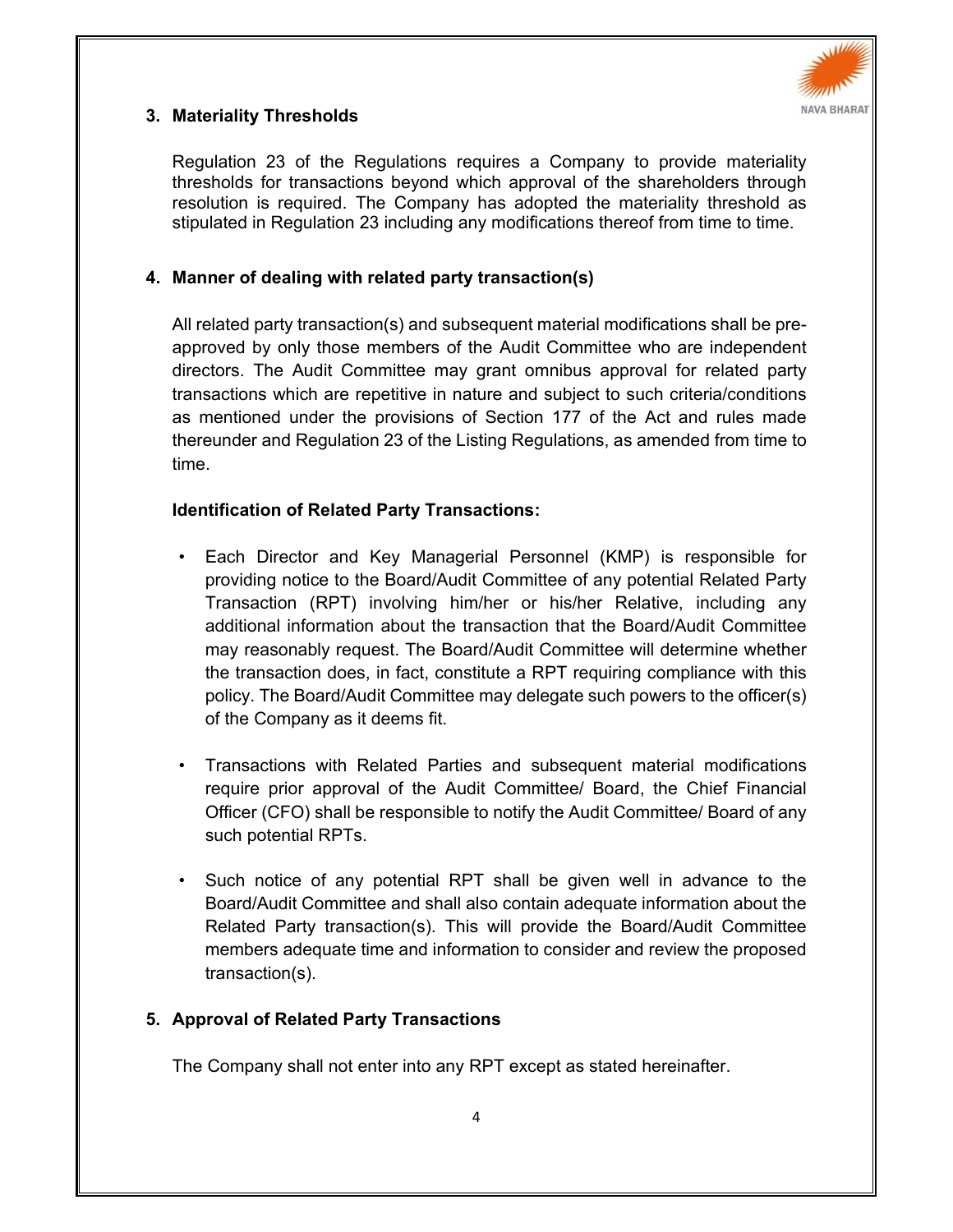## 3. Materiality Thresholds

Regulation 23 of the Regulations requires a Company to provide materiality thresholds for transactions beyond which approval of the shareholders through resolution is required. The Company has adopted the materiality threshold as stipulated in Regulation 23 including any modifications thereof from time to time.

## 4. Manner of dealing with related party transaction(s)

All related party transaction(s) and subsequent material modifications shall be pre-approved by only those members of the Audit Committee who are independent directors. The Audit Committee may grant omnibus approval for related party transactions which are repetitive in nature and subject to such criteria/conditions as mentioned under the provisions of Section 177 of the Act and rules made thereunder and Regulation 23 of the Listing Regulations, as amended from time to time.

**Identification of Related Party Transactions:**

- Each Director and Key Managerial Personnel (KMP) is responsible for providing notice to the Board/Audit Committee of any potential Related Party Transaction (RPT) involving him/her or his/her Relative, including any additional information about the transaction that the Board/Audit Committee may reasonably request. The Board/Audit Committee will determine whether the transaction does, in fact, constitute a RPT requiring compliance with this policy. The Board/Audit Committee may delegate such powers to the officer(s) of the Company as it deems fit.
- Transactions with Related Parties and subsequent material modifications require prior approval of the Audit Committee/ Board, the Chief Financial Officer (CFO) shall be responsible to notify the Audit Committee/ Board of any such potential RPTs.
- Such notice of any potential RPT shall be given well in advance to the Board/Audit Committee and shall also contain adequate information about the Related Party transaction(s). This will provide the Board/Audit Committee members adequate time and information to consider and review the proposed transaction(s).

## 5. Approval of Related Party Transactions

The Company shall not enter into any RPT except as stated hereinafter.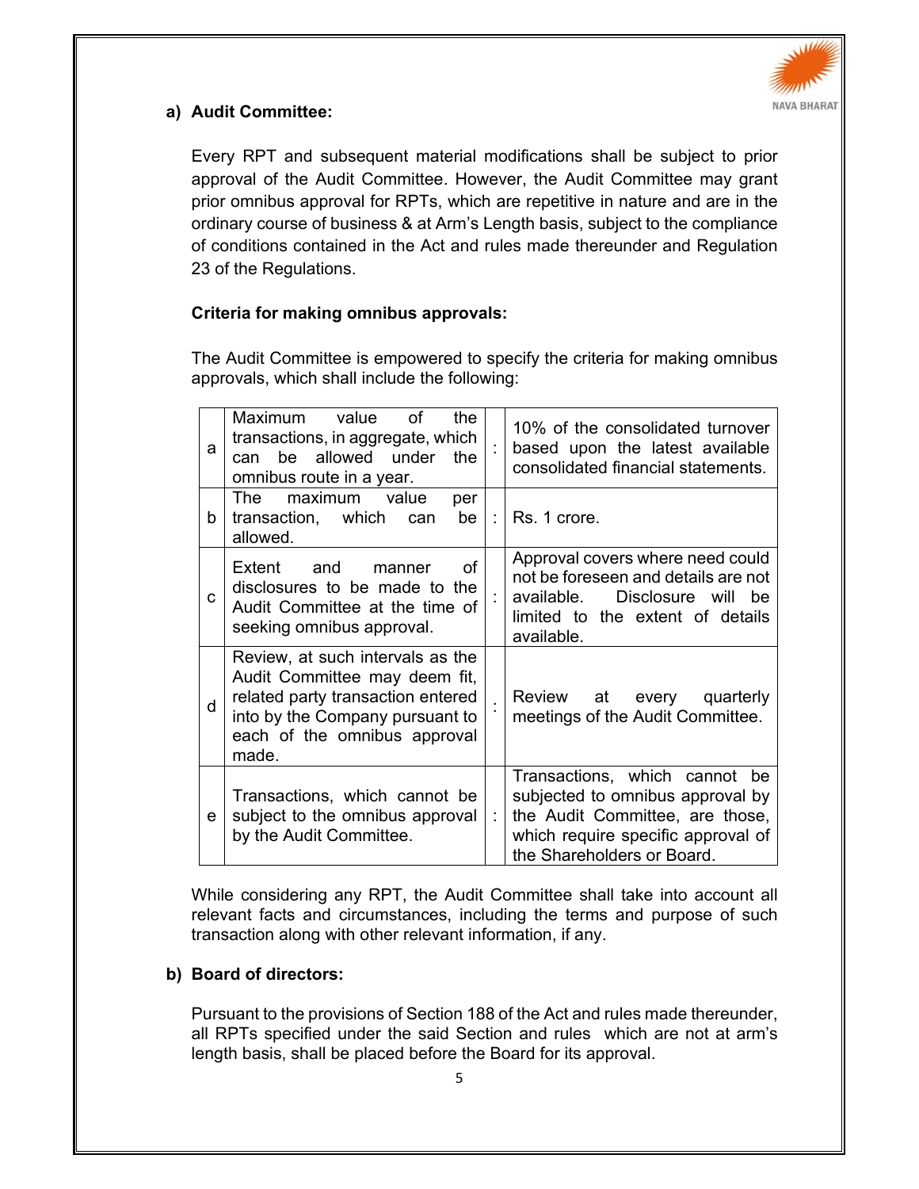### a) Audit Committee:

Every RPT and subsequent material modifications shall be subject to prior approval of the Audit Committee. However, the Audit Committee may grant prior omnibus approval for RPTs, which are repetitive in nature and are in the ordinary course of business & at Arm's Length basis, subject to the compliance of conditions contained in the Act and rules made thereunder and Regulation 23 of the Regulations.

**Criteria for making omnibus approvals:**

The Audit Committee is empowered to specify the criteria for making omnibus approvals, which shall include the following:

| | | | |
|---|---|---|---|
| a | Maximum value of the transactions, in aggregate, which can be allowed under the omnibus route in a year. | : | 10% of the consolidated turnover based upon the latest available consolidated financial statements. |
| b | The maximum value per transaction, which can be allowed. | : | Rs. 1 crore. |
| c | Extent and manner of disclosures to be made to the Audit Committee at the time of seeking omnibus approval. | : | Approval covers where need could not be foreseen and details are not available. Disclosure will be limited to the extent of details available. |
| d | Review, at such intervals as the Audit Committee may deem fit, related party transaction entered into by the Company pursuant to each of the omnibus approval made. | : | Review at every quarterly meetings of the Audit Committee. |
| e | Transactions, which cannot be subject to the omnibus approval by the Audit Committee. | : | Transactions, which cannot be subjected to omnibus approval by the Audit Committee, are those, which require specific approval of the Shareholders or Board. |

While considering any RPT, the Audit Committee shall take into account all relevant facts and circumstances, including the terms and purpose of such transaction along with other relevant information, if any.

### b) Board of directors:

Pursuant to the provisions of Section 188 of the Act and rules made thereunder, all RPTs specified under the said Section and rules which are not at arm's length basis, shall be placed before the Board for its approval.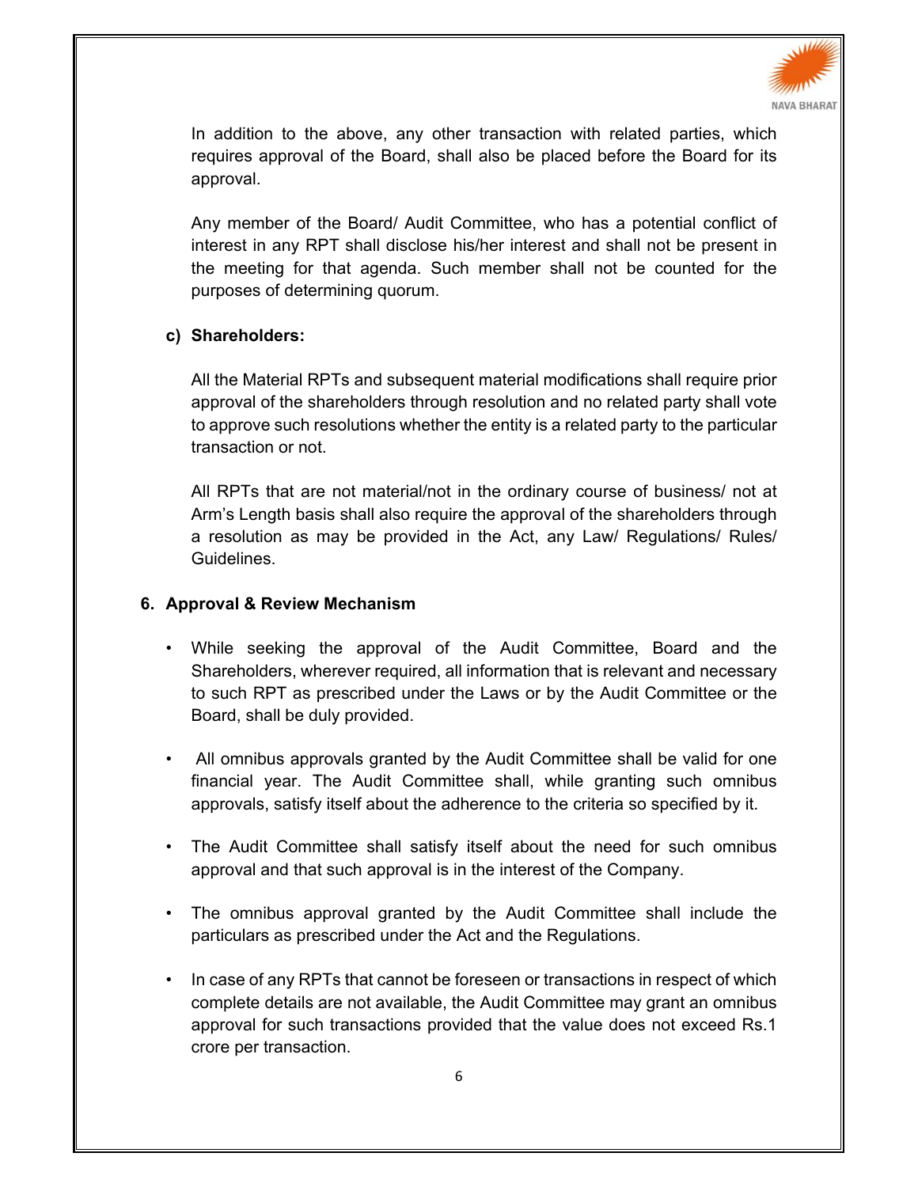In addition to the above, any other transaction with related parties, which requires approval of the Board, shall also be placed before the Board for its approval.

Any member of the Board/ Audit Committee, who has a potential conflict of interest in any RPT shall disclose his/her interest and shall not be present in the meeting for that agenda. Such member shall not be counted for the purposes of determining quorum.

**c) Shareholders:**

All the Material RPTs and subsequent material modifications shall require prior approval of the shareholders through resolution and no related party shall vote to approve such resolutions whether the entity is a related party to the particular transaction or not.

All RPTs that are not material/not in the ordinary course of business/ not at Arm's Length basis shall also require the approval of the shareholders through a resolution as may be provided in the Act, any Law/ Regulations/ Rules/ Guidelines.

## 6. Approval & Review Mechanism

- While seeking the approval of the Audit Committee, Board and the Shareholders, wherever required, all information that is relevant and necessary to such RPT as prescribed under the Laws or by the Audit Committee or the Board, shall be duly provided.
- All omnibus approvals granted by the Audit Committee shall be valid for one financial year. The Audit Committee shall, while granting such omnibus approvals, satisfy itself about the adherence to the criteria so specified by it.
- The Audit Committee shall satisfy itself about the need for such omnibus approval and that such approval is in the interest of the Company.
- The omnibus approval granted by the Audit Committee shall include the particulars as prescribed under the Act and the Regulations.
- In case of any RPTs that cannot be foreseen or transactions in respect of which complete details are not available, the Audit Committee may grant an omnibus approval for such transactions provided that the value does not exceed Rs.1 crore per transaction.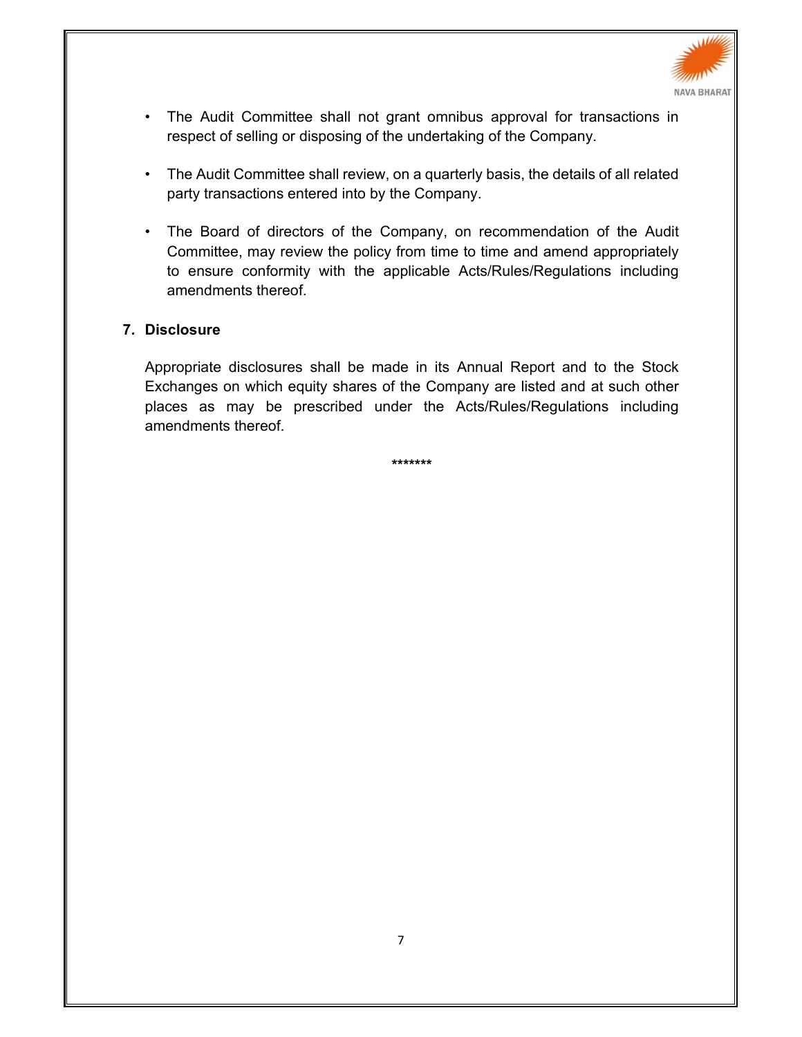- The Audit Committee shall not grant omnibus approval for transactions in respect of selling or disposing of the undertaking of the Company.

- The Audit Committee shall review, on a quarterly basis, the details of all related party transactions entered into by the Company.

- The Board of directors of the Company, on recommendation of the Audit Committee, may review the policy from time to time and amend appropriately to ensure conformity with the applicable Acts/Rules/Regulations including amendments thereof.

## 7. Disclosure

Appropriate disclosures shall be made in its Annual Report and to the Stock Exchanges on which equity shares of the Company are listed and at such other places as may be prescribed under the Acts/Rules/Regulations including amendments thereof.

*******